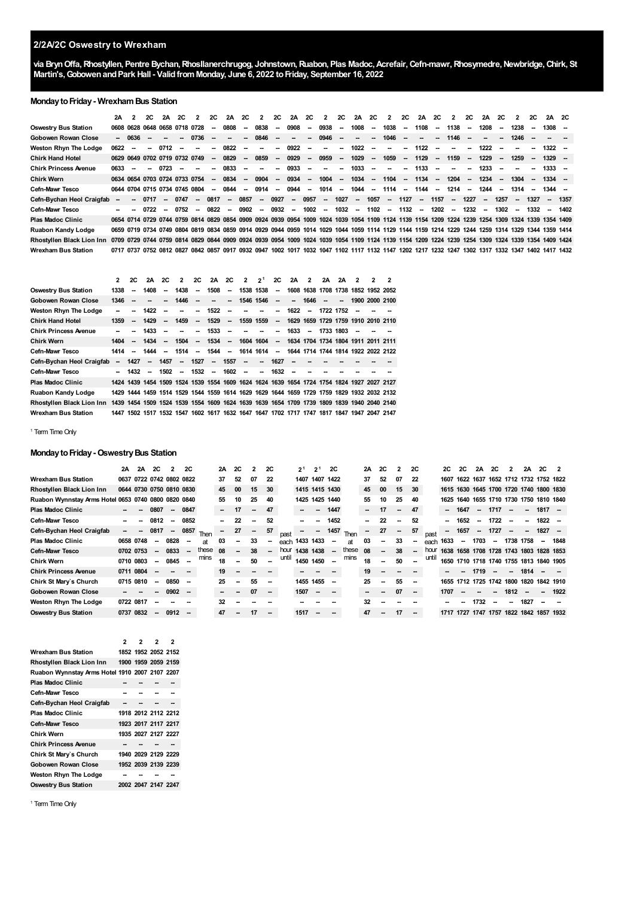# 2/2A/2C Oswestry to Wrexham

**via Bryn Offa, Rhostyllen, Pentre Bychan, Rhosllanerchrugog, Johnstown, Ruabon, Plas Madoc, Acrefair, Cefn-mawr, Rhosymedre, Newbridge, Chirk, St Martin's, Gobowen and Park Hall - Valid from Monday, June 6, 2022 to Friday, September 16, 2022**

## Monday to Friday - Wrexham Bus Station

| | 2A | 2 | 2C | 2A | 2C | 2 | 2C | 2A | 2C | 2 | 2C | 2A | 2C | 2 | 2C | 2A | 2C | 2 | 2C | 2A | 2C | 2 | 2C | 2A | 2C | 2 | 2C | 2A | 2C |
|---|---|---|---|---|---|---|---|---|---|---|---|---|---|---|---|---|---|---|---|---|---|---|---|---|---|---|---|---|---|
| Oswestry Bus Station | 0608 | 0628 | 0648 | 0658 | 0718 | 0728 | -- | 0808 | -- | 0838 | -- | 0908 | -- | 0938 | -- | 1008 | -- | 1038 | -- | 1108 | -- | 1138 | -- | 1208 | -- | 1238 | -- | 1308 | -- |
| Gobowen Rowan Close | -- | 0636 | -- | -- | -- | 0736 | -- | -- | -- | 0846 | -- | -- | -- | 0946 | -- | -- | -- | 1046 | -- | -- | -- | 1146 | -- | -- | -- | 1246 | -- | -- | -- |
| Weston Rhyn The Lodge | 0622 | -- | -- | 0712 | -- | -- | -- | 0822 | -- | -- | -- | 0922 | -- | -- | -- | 1022 | -- | -- | -- | 1122 | -- | -- | -- | 1222 | -- | -- | -- | 1322 | -- |
| Chirk Hand Hotel | 0629 | 0649 | 0702 | 0719 | 0732 | 0749 | -- | 0829 | -- | 0859 | -- | 0929 | -- | 0959 | -- | 1029 | -- | 1059 | -- | 1129 | -- | 1159 | -- | 1229 | -- | 1259 | -- | 1329 | -- |
| Chirk Princess Avenue | 0633 | -- | -- | 0723 | -- | -- | -- | 0833 | -- | -- | -- | 0933 | -- | -- | -- | 1033 | -- | -- | -- | 1133 | -- | -- | -- | 1233 | -- | -- | -- | 1333 | -- |
| Chirk Wern | 0634 | 0654 | 0703 | 0724 | 0733 | 0754 | -- | 0834 | -- | 0904 | -- | 0934 | -- | 1004 | -- | 1034 | -- | 1104 | -- | 1134 | -- | 1204 | -- | 1234 | -- | 1304 | -- | 1334 | -- |
| Cefn-Mawr Tesco | 0644 | 0704 | 0715 | 0734 | 0745 | 0804 | -- | 0844 | -- | 0914 | -- | 0944 | -- | 1014 | -- | 1044 | -- | 1114 | -- | 1144 | -- | 1214 | -- | 1244 | -- | 1314 | -- | 1344 | -- |
| Cefn-Bychan Heol Craigfab | -- | -- | 0717 | -- | 0747 | -- | 0817 | -- | 0857 | -- | 0927 | -- | 0957 | -- | 1027 | -- | 1057 | -- | 1127 | -- | 1157 | -- | 1227 | -- | 1257 | -- | 1327 | -- | 1357 |
| Cefn-Mawr Tesco | -- | -- | 0722 | -- | 0752 | -- | 0822 | -- | 0902 | -- | 0932 | -- | 1002 | -- | 1032 | -- | 1102 | -- | 1132 | -- | 1202 | -- | 1232 | -- | 1302 | -- | 1332 | -- | 1402 |
| Plas Madoc Clinic | 0654 | 0714 | 0729 | 0744 | 0759 | 0814 | 0829 | 0854 | 0909 | 0924 | 0939 | 0954 | 1009 | 1024 | 1039 | 1054 | 1109 | 1124 | 1139 | 1154 | 1209 | 1224 | 1239 | 1254 | 1309 | 1324 | 1339 | 1354 | 1409 |
| Ruabon Kandy Lodge | 0659 | 0719 | 0734 | 0749 | 0804 | 0819 | 0834 | 0859 | 0914 | 0929 | 0944 | 0959 | 1014 | 1029 | 1044 | 1059 | 1114 | 1129 | 1144 | 1159 | 1214 | 1229 | 1244 | 1259 | 1314 | 1329 | 1344 | 1359 | 1414 |
| Rhostyllen Black Lion Inn | 0709 | 0729 | 0744 | 0759 | 0814 | 0829 | 0844 | 0909 | 0924 | 0939 | 0954 | 1009 | 1024 | 1039 | 1054 | 1109 | 1124 | 1139 | 1154 | 1209 | 1224 | 1239 | 1254 | 1309 | 1324 | 1339 | 1354 | 1409 | 1424 |
| Wrexham Bus Station | 0717 | 0737 | 0752 | 0812 | 0827 | 0842 | 0857 | 0917 | 0932 | 0947 | 1002 | 1017 | 1032 | 1047 | 1102 | 1117 | 1132 | 1147 | 1202 | 1217 | 1232 | 1247 | 1302 | 1317 | 1332 | 1347 | 1402 | 1417 | 1432 |

| | 2 | 2C | 2A | 2C | 2 | 2C | 2A | 2C | 2 | 2[1] | 2C | 2A | 2 | 2A | 2A | 2 | 2 | 2 |
|---|---|---|---|---|---|---|---|---|---|---|---|---|---|---|---|---|---|---|
| Oswestry Bus Station | 1338 | -- | 1408 | -- | 1438 | -- | 1508 | -- | 1538 | 1538 | -- | 1608 | 1638 | 1708 | 1738 | 1852 | 1952 | 2052 |
| Gobowen Rowan Close | 1346 | -- | -- | -- | 1446 | -- | -- | -- | 1546 | 1546 | -- | -- | 1646 | -- | -- | 1900 | 2000 | 2100 |
| Weston Rhyn The Lodge | -- | -- | 1422 | -- | -- | -- | 1522 | -- | -- | -- | -- | 1622 | -- | 1722 | 1752 | -- | -- | -- |
| Chirk Hand Hotel | 1359 | -- | 1429 | -- | 1459 | -- | 1529 | -- | 1559 | 1559 | -- | 1629 | 1659 | 1729 | 1759 | 1910 | 2010 | 2110 |
| Chirk Princess Avenue | -- | -- | 1433 | -- | -- | -- | 1533 | -- | -- | -- | -- | 1633 | -- | 1733 | 1803 | -- | -- | -- |
| Chirk Wern | 1404 | -- | 1434 | -- | 1504 | -- | 1534 | -- | 1604 | 1604 | -- | 1634 | 1704 | 1734 | 1804 | 1911 | 2011 | 2111 |
| Cefn-Mawr Tesco | 1414 | -- | 1444 | -- | 1514 | -- | 1544 | -- | 1614 | 1614 | -- | 1644 | 1714 | 1744 | 1814 | 1922 | 2022 | 2122 |
| Cefn-Bychan Heol Craigfab | -- | 1427 | -- | 1457 | -- | 1527 | -- | 1557 | -- | -- | 1627 | -- | -- | -- | -- | -- | -- | -- |
| Cefn-Mawr Tesco | -- | 1432 | -- | 1502 | -- | 1532 | -- | 1602 | -- | -- | 1632 | -- | -- | -- | -- | -- | -- | -- |
| Plas Madoc Clinic | 1424 | 1439 | 1454 | 1509 | 1524 | 1539 | 1554 | 1609 | 1624 | 1624 | 1639 | 1654 | 1724 | 1754 | 1824 | 1927 | 2027 | 2127 |
| Ruabon Kandy Lodge | 1429 | 1444 | 1459 | 1514 | 1529 | 1544 | 1559 | 1614 | 1629 | 1629 | 1644 | 1659 | 1729 | 1759 | 1829 | 1932 | 2032 | 2132 |
| Rhostyllen Black Lion Inn | 1439 | 1454 | 1509 | 1524 | 1539 | 1554 | 1609 | 1624 | 1639 | 1639 | 1654 | 1709 | 1739 | 1809 | 1839 | 1940 | 2040 | 2140 |
| Wrexham Bus Station | 1447 | 1502 | 1517 | 1532 | 1547 | 1602 | 1617 | 1632 | 1647 | 1647 | 1702 | 1717 | 1747 | 1817 | 1847 | 1947 | 2047 | 2147 |

[1] Term Time Only

## Monday to Friday - Oswestry Bus Station

| | 2A | 2A | 2C | 2 | 2C | Then at these mins | 2A | 2C | 2 | 2C | past each hour until | 2[1] | 2[1] | 2C | Then at these mins | 2A | 2C | 2 | 2C | past each hour until | 2C | 2C | 2A | 2C | 2 | 2A | 2C | 2 |
|---|---|---|---|---|---|---|---|---|---|---|---|---|---|---|---|---|---|---|---|---|---|---|---|---|---|---|---|---|
| Wrexham Bus Station | 0637 | 0722 | 0742 | 0802 | 0822 | | 37 | 52 | 07 | 22 | | 1407 | 1407 | 1422 | | 37 | 52 | 07 | 22 | | 1607 | 1622 | 1637 | 1652 | 1712 | 1732 | 1752 | 1822 |
| Rhostyllen Black Lion Inn | 0644 | 0730 | 0750 | 0810 | 0830 | | 45 | 00 | 15 | 30 | | 1415 | 1415 | 1430 | | 45 | 00 | 15 | 30 | | 1615 | 1630 | 1645 | 1700 | 1720 | 1740 | 1800 | 1830 |
| Ruabon Wynnstay Arms Hotel | 0653 | 0740 | 0800 | 0820 | 0840 | | 55 | 10 | 25 | 40 | | 1425 | 1425 | 1440 | | 55 | 10 | 25 | 40 | | 1625 | 1640 | 1655 | 1710 | 1730 | 1750 | 1810 | 1840 |
| Plas Madoc Clinic | -- | -- | 0807 | -- | 0847 | | -- | 17 | -- | 47 | | -- | -- | 1447 | | -- | 17 | -- | 47 | | -- | 1647 | -- | 1717 | -- | -- | 1817 | -- |
| Cefn-Mawr Tesco | -- | -- | 0812 | -- | 0852 | | -- | 22 | -- | 52 | | -- | -- | 1452 | | -- | 22 | -- | 52 | | -- | 1652 | -- | 1722 | -- | -- | 1822 | -- |
| Cefn-Bychan Heol Craigfab | -- | -- | 0817 | -- | 0857 | | -- | 27 | -- | 57 | | -- | -- | 1457 | | -- | 27 | -- | 57 | | -- | 1657 | -- | 1727 | -- | -- | 1827 | -- |
| Plas Madoc Clinic | 0658 | 0748 | -- | 0828 | -- | | 03 | -- | 33 | -- | | 1433 | 1433 | -- | | 03 | -- | 33 | -- | | 1633 | -- | 1703 | -- | 1738 | 1758 | -- | 1848 |
| Cefn-Mawr Tesco | 0702 | 0753 | -- | 0833 | -- | | 08 | -- | 38 | -- | | 1438 | 1438 | -- | | 08 | -- | 38 | -- | | 1638 | 1658 | 1708 | 1728 | 1743 | 1803 | 1828 | 1853 |
| Chirk Wern | 0710 | 0803 | -- | 0845 | -- | | 18 | -- | 50 | -- | | 1450 | 1450 | -- | | 18 | -- | 50 | -- | | 1650 | 1710 | 1718 | 1740 | 1755 | 1813 | 1840 | 1905 |
| Chirk Princess Avenue | 0711 | 0804 | -- | -- | -- | | 19 | -- | -- | -- | | -- | -- | -- | | 19 | -- | -- | -- | | -- | -- | 1719 | -- | -- | 1814 | -- | -- |
| Chirk St Mary`s Church | 0715 | 0810 | -- | 0850 | -- | | 25 | -- | 55 | -- | | 1455 | 1455 | -- | | 25 | -- | 55 | -- | | 1655 | 1712 | 1725 | 1742 | 1800 | 1820 | 1842 | 1910 |
| Gobowen Rowan Close | -- | -- | -- | 0902 | -- | | -- | -- | 07 | -- | | 1507 | -- | -- | | -- | -- | 07 | -- | | 1707 | -- | -- | -- | 1812 | -- | -- | 1922 |
| Weston Rhyn The Lodge | 0722 | 0817 | -- | -- | -- | | 32 | -- | -- | -- | | -- | -- | -- | | 32 | -- | -- | -- | | -- | -- | 1732 | -- | -- | 1827 | -- | -- |
| Oswestry Bus Station | 0737 | 0832 | -- | 0912 | -- | | 47 | -- | 17 | -- | | 1517 | -- | -- | | 47 | -- | 17 | -- | | 1717 | 1727 | 1747 | 1757 | 1822 | 1842 | 1857 | 1932 |

| | 2 | 2 | 2 | 2 |
|---|---|---|---|---|
| Wrexham Bus Station | 1852 | 1952 | 2052 | 2152 |
| Rhostyllen Black Lion Inn | 1900 | 1959 | 2059 | 2159 |
| Ruabon Wynnstay Arms Hotel | 1910 | 2007 | 2107 | 2207 |
| Plas Madoc Clinic | -- | -- | -- | -- |
| Cefn-Mawr Tesco | -- | -- | -- | -- |
| Cefn-Bychan Heol Craigfab | -- | -- | -- | -- |
| Plas Madoc Clinic | 1918 | 2012 | 2112 | 2212 |
| Cefn-Mawr Tesco | 1923 | 2017 | 2117 | 2217 |
| Chirk Wern | 1935 | 2027 | 2127 | 2227 |
| Chirk Princess Avenue | -- | -- | -- | -- |
| Chirk St Mary`s Church | 1940 | 2029 | 2129 | 2229 |
| Gobowen Rowan Close | 1952 | 2039 | 2139 | 2239 |
| Weston Rhyn The Lodge | -- | -- | -- | -- |
| Oswestry Bus Station | 2002 | 2047 | 2147 | 2247 |

[1] Term Time Only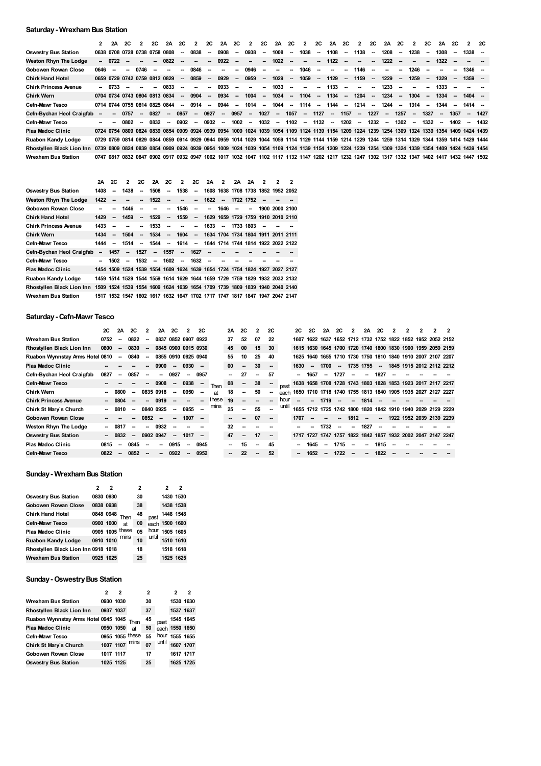## Saturday - Wrexham Bus Station

| | 2 | 2A | 2C | 2 | 2C | 2A | 2C | 2 | 2C | 2A | 2C | 2 | 2C | 2A | 2C | 2 | 2C | 2A | 2C | 2 | 2C | 2A | 2C | 2 | 2C | 2A | 2C | 2 | 2C |
|---|---|---|---|---|---|---|---|---|---|---|---|---|---|---|---|---|---|---|---|---|---|---|---|---|---|---|---|---|---|
| Oswestry Bus Station | 0638 | 0708 | 0728 | 0738 | 0758 | 0808 | -- | 0838 | -- | 0908 | -- | 0938 | -- | 1008 | -- | 1038 | -- | 1108 | -- | 1138 | -- | 1208 | -- | 1238 | -- | 1308 | -- | 1338 | -- |
| Weston Rhyn The Lodge | -- | 0722 | -- | -- | -- | 0822 | -- | -- | -- | 0922 | -- | -- | -- | 1022 | -- | -- | -- | 1122 | -- | -- | -- | 1222 | -- | -- | -- | 1322 | -- | -- | -- |
| Gobowen Rowan Close | 0646 | -- | -- | 0746 | -- | -- | -- | 0846 | -- | -- | -- | 0946 | -- | -- | -- | 1046 | -- | -- | -- | 1146 | -- | -- | -- | 1246 | -- | -- | -- | 1346 | -- |
| Chirk Hand Hotel | 0659 | 0729 | 0742 | 0759 | 0812 | 0829 | -- | 0859 | -- | 0929 | -- | 0959 | -- | 1029 | -- | 1059 | -- | 1129 | -- | 1159 | -- | 1229 | -- | 1259 | -- | 1329 | -- | 1359 | -- |
| Chirk Princess Avenue | -- | 0733 | -- | -- | -- | 0833 | -- | -- | -- | 0933 | -- | -- | -- | 1033 | -- | -- | -- | 1133 | -- | -- | -- | 1233 | -- | -- | -- | 1333 | -- | -- | -- |
| Chirk Wern | 0704 | 0734 | 0743 | 0804 | 0813 | 0834 | -- | 0904 | -- | 0934 | -- | 1004 | -- | 1034 | -- | 1104 | -- | 1134 | -- | 1204 | -- | 1234 | -- | 1304 | -- | 1334 | -- | 1404 | -- |
| Cefn-Mawr Tesco | 0714 | 0744 | 0755 | 0814 | 0825 | 0844 | -- | 0914 | -- | 0944 | -- | 1014 | -- | 1044 | -- | 1114 | -- | 1144 | -- | 1214 | -- | 1244 | -- | 1314 | -- | 1344 | -- | 1414 | -- |
| Cefn-Bychan Heol Craigfab | -- | -- | 0757 | -- | 0827 | -- | 0857 | -- | 0927 | -- | 0957 | -- | 1027 | -- | 1057 | -- | 1127 | -- | 1157 | -- | 1227 | -- | 1257 | -- | 1327 | -- | 1357 | -- | 1427 |
| Cefn-Mawr Tesco | -- | -- | 0802 | -- | 0832 | -- | 0902 | -- | 0932 | -- | 1002 | -- | 1032 | -- | 1102 | -- | 1132 | -- | 1202 | -- | 1232 | -- | 1302 | -- | 1332 | -- | 1402 | -- | 1432 |
| Plas Madoc Clinic | 0724 | 0754 | 0809 | 0824 | 0839 | 0854 | 0909 | 0924 | 0939 | 0954 | 1009 | 1024 | 1039 | 1054 | 1109 | 1124 | 1139 | 1154 | 1209 | 1224 | 1239 | 1254 | 1309 | 1324 | 1339 | 1354 | 1409 | 1424 | 1439 |
| Ruabon Kandy Lodge | 0729 | 0759 | 0814 | 0829 | 0844 | 0859 | 0914 | 0929 | 0944 | 0959 | 1014 | 1029 | 1044 | 1059 | 1114 | 1129 | 1144 | 1159 | 1214 | 1229 | 1244 | 1259 | 1314 | 1329 | 1344 | 1359 | 1414 | 1429 | 1444 |
| Rhostyllen Black Lion Inn | 0739 | 0809 | 0824 | 0839 | 0854 | 0909 | 0924 | 0939 | 0954 | 1009 | 1024 | 1039 | 1054 | 1109 | 1124 | 1139 | 1154 | 1209 | 1224 | 1239 | 1254 | 1309 | 1324 | 1339 | 1354 | 1409 | 1424 | 1439 | 1454 |
| Wrexham Bus Station | 0747 | 0817 | 0832 | 0847 | 0902 | 0917 | 0932 | 0947 | 1002 | 1017 | 1032 | 1047 | 1102 | 1117 | 1132 | 1147 | 1202 | 1217 | 1232 | 1247 | 1302 | 1317 | 1332 | 1347 | 1402 | 1417 | 1432 | 1447 | 1502 |

| | 2A | 2C | 2 | 2C | 2A | 2C | 2 | 2C | 2A | 2 | 2A | 2A | 2 | 2 | 2 |
|---|---|---|---|---|---|---|---|---|---|---|---|---|---|---|---|
| Oswestry Bus Station | 1408 | -- | 1438 | -- | 1508 | -- | 1538 | -- | 1608 | 1638 | 1708 | 1738 | 1852 | 1952 | 2052 |
| Weston Rhyn The Lodge | 1422 | -- | -- | -- | 1522 | -- | -- | -- | 1622 | -- | 1722 | 1752 | -- | -- | -- |
| Gobowen Rowan Close | -- | -- | 1446 | -- | -- | -- | 1546 | -- | -- | 1646 | -- | -- | 1900 | 2000 | 2100 |
| Chirk Hand Hotel | 1429 | -- | 1459 | -- | 1529 | -- | 1559 | -- | 1629 | 1659 | 1729 | 1759 | 1910 | 2010 | 2110 |
| Chirk Princess Avenue | 1433 | -- | -- | -- | 1533 | -- | -- | -- | 1633 | -- | 1733 | 1803 | -- | -- | -- |
| Chirk Wern | 1434 | -- | 1504 | -- | 1534 | -- | 1604 | -- | 1634 | 1704 | 1734 | 1804 | 1911 | 2011 | 2111 |
| Cefn-Mawr Tesco | 1444 | -- | 1514 | -- | 1544 | -- | 1614 | -- | 1644 | 1714 | 1744 | 1814 | 1922 | 2022 | 2122 |
| Cefn-Bychan Heol Craigfab | -- | 1457 | -- | 1527 | -- | 1557 | -- | 1627 | -- | -- | -- | -- | -- | -- | -- |
| Cefn-Mawr Tesco | -- | 1502 | -- | 1532 | -- | 1602 | -- | 1632 | -- | -- | -- | -- | -- | -- | -- |
| Plas Madoc Clinic | 1454 | 1509 | 1524 | 1539 | 1554 | 1609 | 1624 | 1639 | 1654 | 1724 | 1754 | 1824 | 1927 | 2027 | 2127 |
| Ruabon Kandy Lodge | 1459 | 1514 | 1529 | 1544 | 1559 | 1614 | 1629 | 1644 | 1659 | 1729 | 1759 | 1829 | 1932 | 2032 | 2132 |
| Rhostyllen Black Lion Inn | 1509 | 1524 | 1539 | 1554 | 1609 | 1624 | 1639 | 1654 | 1709 | 1739 | 1809 | 1839 | 1940 | 2040 | 2140 |
| Wrexham Bus Station | 1517 | 1532 | 1547 | 1602 | 1617 | 1632 | 1647 | 1702 | 1717 | 1747 | 1817 | 1847 | 1947 | 2047 | 2147 |

## Saturday - Cefn-Mawr Tesco

| | 2C | 2A | 2C | 2 | 2A | 2C | 2 | 2C | | 2A | 2C | 2 | 2C | | 2C | 2C | 2A | 2C | 2 | 2A | 2C | 2 | 2 | 2 | 2 | 2 |
|---|---|---|---|---|---|---|---|---|---|---|---|---|---|---|---|---|---|---|---|---|---|---|---|---|---|---|
| Wrexham Bus Station | 0752 | -- | 0822 | -- | 0837 | 0852 | 0907 | 0922 | Then at these mins | 37 | 52 | 07 | 22 | past each hour until | 1607 | 1622 | 1637 | 1652 | 1712 | 1732 | 1752 | 1822 | 1852 | 1952 | 2052 | 2152 |
| Rhostyllen Black Lion Inn | 0800 | -- | 0830 | -- | 0845 | 0900 | 0915 | 0930 | | 45 | 00 | 15 | 30 | | 1615 | 1630 | 1645 | 1700 | 1720 | 1740 | 1800 | 1830 | 1900 | 1959 | 2059 | 2159 |
| Ruabon Wynnstay Arms Hotel | 0810 | -- | 0840 | -- | 0855 | 0910 | 0925 | 0940 | | 55 | 10 | 25 | 40 | | 1625 | 1640 | 1655 | 1710 | 1730 | 1750 | 1810 | 1840 | 1910 | 2007 | 2107 | 2207 |
| Plas Madoc Clinic | -- | -- | -- | -- | 0900 | -- | 0930 | -- | | 00 | -- | 30 | -- | | 1630 | -- | 1700 | -- | 1735 | 1755 | -- | 1845 | 1915 | 2012 | 2112 | 2212 |
| Cefn-Bychan Heol Craigfab | 0827 | -- | 0857 | -- | -- | 0927 | -- | 0957 | | -- | 27 | -- | 57 | | -- | 1657 | -- | 1727 | -- | -- | 1827 | -- | -- | -- | -- | -- |
| Cefn-Mawr Tesco | -- | -- | -- | -- | 0908 | -- | 0938 | -- | | 08 | -- | 38 | -- | | 1638 | 1658 | 1708 | 1728 | 1743 | 1803 | 1828 | 1853 | 1923 | 2017 | 2117 | 2217 |
| Chirk Wern | -- | 0800 | -- | 0835 | 0918 | -- | 0950 | -- | | 18 | -- | 50 | -- | | 1650 | 1710 | 1718 | 1740 | 1755 | 1813 | 1840 | 1905 | 1935 | 2027 | 2127 | 2227 |
| Chirk Princess Avenue | -- | 0804 | -- | -- | 0919 | -- | -- | -- | | 19 | -- | -- | -- | | -- | -- | 1719 | -- | -- | 1814 | -- | -- | -- | -- | -- | -- |
| Chirk St Mary`s Church | -- | 0810 | -- | 0840 | 0925 | -- | 0955 | -- | | 25 | -- | 55 | -- | | 1655 | 1712 | 1725 | 1742 | 1800 | 1820 | 1842 | 1910 | 1940 | 2029 | 2129 | 2229 |
| Gobowen Rowan Close | -- | -- | -- | 0852 | -- | -- | 1007 | -- | | -- | -- | 07 | -- | | 1707 | -- | -- | -- | 1812 | -- | -- | 1922 | 1952 | 2039 | 2139 | 2239 |
| Weston Rhyn The Lodge | -- | 0817 | -- | -- | 0932 | -- | -- | -- | | 32 | -- | -- | -- | | -- | -- | 1732 | -- | -- | 1827 | -- | -- | -- | -- | -- | -- |
| Oswestry Bus Station | -- | 0832 | -- | 0902 | 0947 | -- | 1017 | -- | | 47 | -- | 17 | -- | | 1717 | 1727 | 1747 | 1757 | 1822 | 1842 | 1857 | 1932 | 2002 | 2047 | 2147 | 2247 |
| Plas Madoc Clinic | 0815 | -- | 0845 | -- | -- | 0915 | -- | 0945 | | -- | 15 | -- | 45 | | -- | 1645 | -- | 1715 | -- | -- | 1815 | -- | -- | -- | -- | -- |
| Cefn-Mawr Tesco | 0822 | -- | 0852 | -- | -- | 0922 | -- | 0952 | | -- | 22 | -- | 52 | | -- | 1652 | -- | 1722 | -- | -- | 1822 | -- | -- | -- | -- | -- |

## Sunday - Wrexham Bus Station

| | 2 | 2 | | 2 | | 2 | 2 |
|---|---|---|---|---|---|---|---|
| Oswestry Bus Station | 0830 | 0930 | Then at these mins | 30 | past each hour until | 1430 | 1530 |
| Gobowen Rowan Close | 0838 | 0938 | | 38 | | 1438 | 1538 |
| Chirk Hand Hotel | 0848 | 0948 | | 48 | | 1448 | 1548 |
| Cefn-Mawr Tesco | 0900 | 1000 | | 00 | | 1500 | 1600 |
| Plas Madoc Clinic | 0905 | 1005 | | 05 | | 1505 | 1605 |
| Ruabon Kandy Lodge | 0910 | 1010 | | 10 | | 1510 | 1610 |
| Rhostyllen Black Lion Inn | 0918 | 1018 | | 18 | | 1518 | 1618 |
| Wrexham Bus Station | 0925 | 1025 | | 25 | | 1525 | 1625 |

## Sunday - Oswestry Bus Station

| | 2 | 2 | | 2 | | 2 | 2 |
|---|---|---|---|---|---|---|---|
| Wrexham Bus Station | 0930 | 1030 | Then at these mins | 30 | past each hour until | 1530 | 1630 |
| Rhostyllen Black Lion Inn | 0937 | 1037 | | 37 | | 1537 | 1637 |
| Ruabon Wynnstay Arms Hotel | 0945 | 1045 | | 45 | | 1545 | 1645 |
| Plas Madoc Clinic | 0950 | 1050 | | 50 | | 1550 | 1650 |
| Cefn-Mawr Tesco | 0955 | 1055 | | 55 | | 1555 | 1655 |
| Chirk St Mary`s Church | 1007 | 1107 | | 07 | | 1607 | 1707 |
| Gobowen Rowan Close | 1017 | 1117 | | 17 | | 1617 | 1717 |
| Oswestry Bus Station | 1025 | 1125 | | 25 | | 1625 | 1725 |